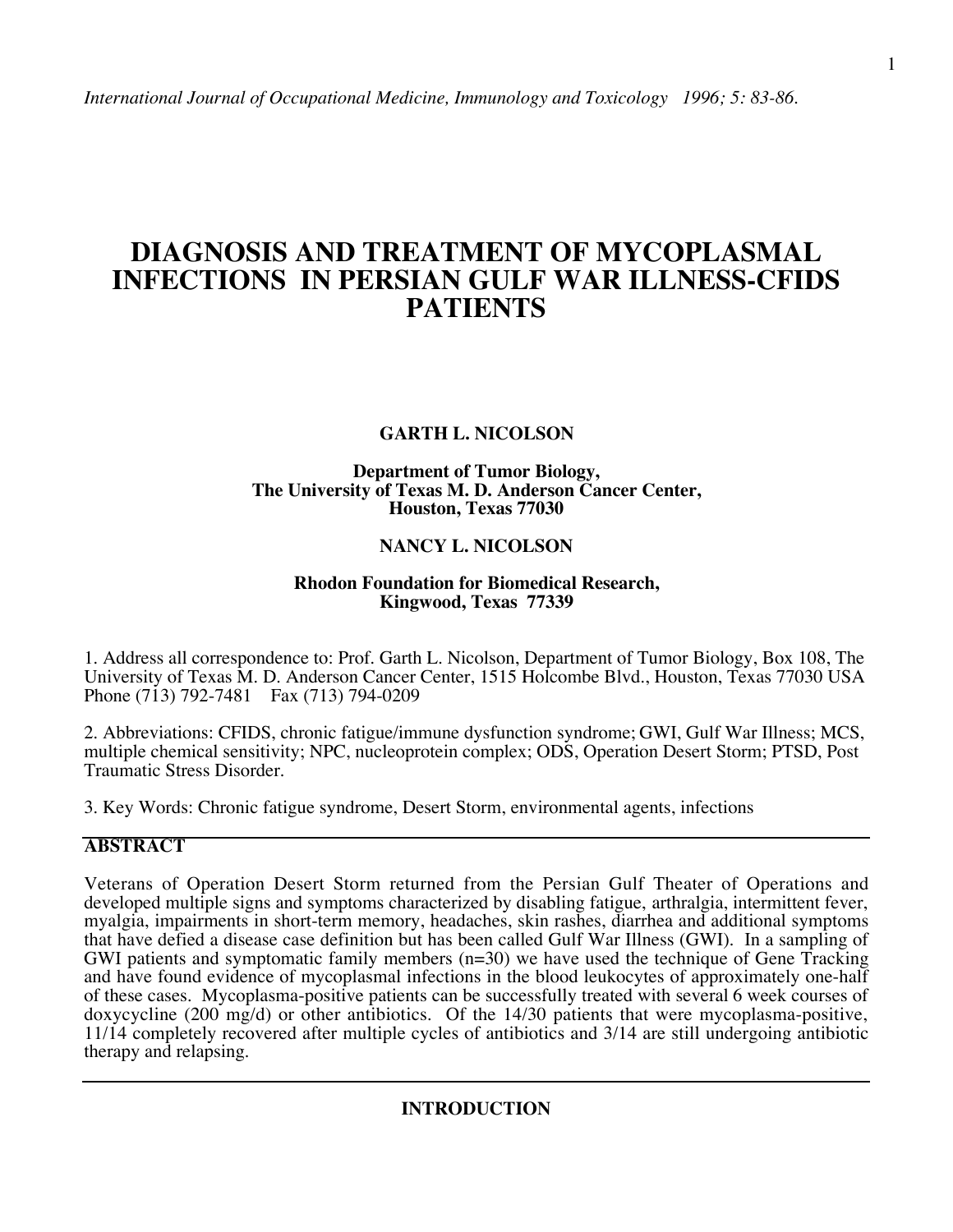*International Journal of Occupational Medicine, Immunology and Toxicology 1996; 5: 83-86.*

# DIAGNOSIS AND TREATMENT OF MYCOPLASMAL INFECTIONS IN PERSIAN GULF WAR ILLNESS-CFIDS PATIENTS

**GARTH L. NICOLSON**

**Department of Tumor Biology,**
**The University of Texas M. D. Anderson Cancer Center,**
**Houston, Texas 77030**

**NANCY L. NICOLSON**

**Rhodon Foundation for Biomedical Research,**
**Kingwood, Texas 77339**

1. Address all correspondence to: Prof. Garth L. Nicolson, Department of Tumor Biology, Box 108, The University of Texas M. D. Anderson Cancer Center, 1515 Holcombe Blvd., Houston, Texas 77030 USA Phone (713) 792-7481 Fax (713) 794-0209

2. Abbreviations: CFIDS, chronic fatigue/immune dysfunction syndrome; GWI, Gulf War Illness; MCS, multiple chemical sensitivity; NPC, nucleoprotein complex; ODS, Operation Desert Storm; PTSD, Post Traumatic Stress Disorder.

3. Key Words: Chronic fatigue syndrome, Desert Storm, environmental agents, infections

## ABSTRACT

Veterans of Operation Desert Storm returned from the Persian Gulf Theater of Operations and developed multiple signs and symptoms characterized by disabling fatigue, arthralgia, intermittent fever, myalgia, impairments in short-term memory, headaches, skin rashes, diarrhea and additional symptoms that have defied a disease case definition but has been called Gulf War Illness (GWI). In a sampling of GWI patients and symptomatic family members (n=30) we have used the technique of Gene Tracking and have found evidence of mycoplasmal infections in the blood leukocytes of approximately one-half of these cases. Mycoplasma-positive patients can be successfully treated with several 6 week courses of doxycycline (200 mg/d) or other antibiotics. Of the 14/30 patients that were mycoplasma-positive, 11/14 completely recovered after multiple cycles of antibiotics and 3/14 are still undergoing antibiotic therapy and relapsing.

## INTRODUCTION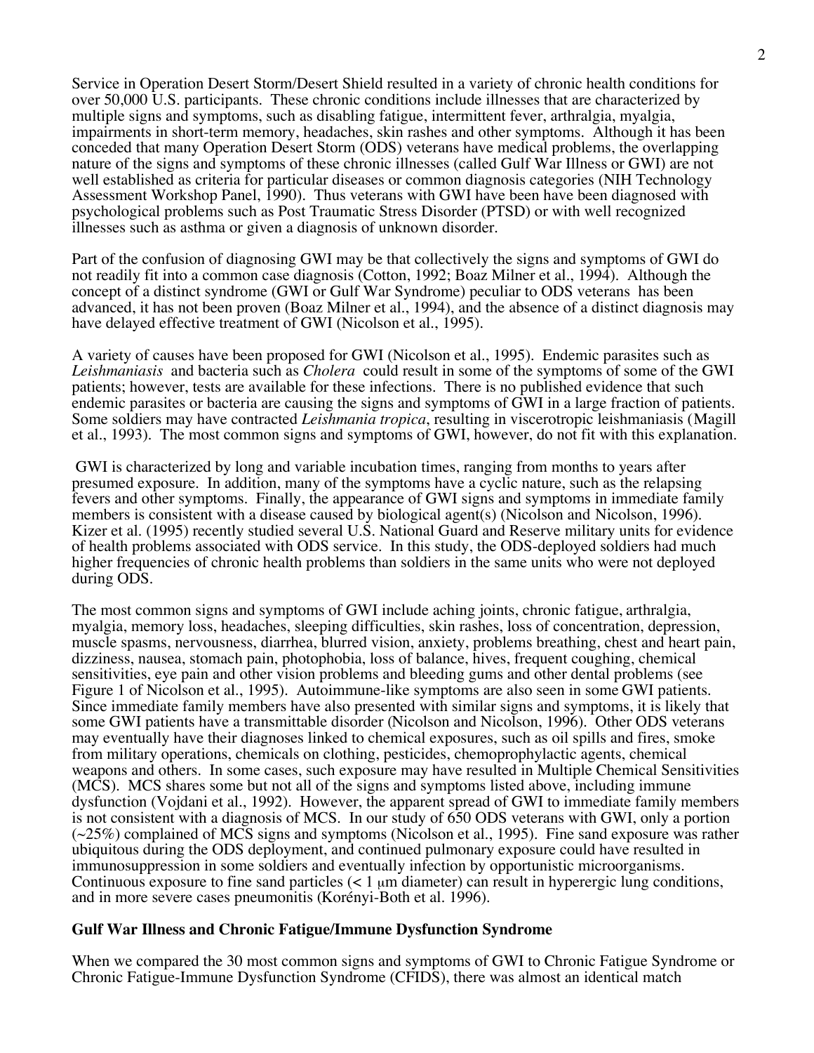Service in Operation Desert Storm/Desert Shield resulted in a variety of chronic health conditions for over 50,000 U.S. participants. These chronic conditions include illnesses that are characterized by multiple signs and symptoms, such as disabling fatigue, intermittent fever, arthralgia, myalgia, impairments in short-term memory, headaches, skin rashes and other symptoms. Although it has been conceded that many Operation Desert Storm (ODS) veterans have medical problems, the overlapping nature of the signs and symptoms of these chronic illnesses (called Gulf War Illness or GWI) are not well established as criteria for particular diseases or common diagnosis categories (NIH Technology Assessment Workshop Panel, 1990). Thus veterans with GWI have been have been diagnosed with psychological problems such as Post Traumatic Stress Disorder (PTSD) or with well recognized illnesses such as asthma or given a diagnosis of unknown disorder.

Part of the confusion of diagnosing GWI may be that collectively the signs and symptoms of GWI do not readily fit into a common case diagnosis (Cotton, 1992; Boaz Milner et al., 1994). Although the concept of a distinct syndrome (GWI or Gulf War Syndrome) peculiar to ODS veterans has been advanced, it has not been proven (Boaz Milner et al., 1994), and the absence of a distinct diagnosis may have delayed effective treatment of GWI (Nicolson et al., 1995).

A variety of causes have been proposed for GWI (Nicolson et al., 1995). Endemic parasites such as *Leishmaniasis* and bacteria such as *Cholera* could result in some of the symptoms of some of the GWI patients; however, tests are available for these infections. There is no published evidence that such endemic parasites or bacteria are causing the signs and symptoms of GWI in a large fraction of patients. Some soldiers may have contracted *Leishmania tropica*, resulting in viscerotropic leishmaniasis (Magill et al., 1993). The most common signs and symptoms of GWI, however, do not fit with this explanation.

GWI is characterized by long and variable incubation times, ranging from months to years after presumed exposure. In addition, many of the symptoms have a cyclic nature, such as the relapsing fevers and other symptoms. Finally, the appearance of GWI signs and symptoms in immediate family members is consistent with a disease caused by biological agent(s) (Nicolson and Nicolson, 1996). Kizer et al. (1995) recently studied several U.S. National Guard and Reserve military units for evidence of health problems associated with ODS service. In this study, the ODS-deployed soldiers had much higher frequencies of chronic health problems than soldiers in the same units who were not deployed during ODS.

The most common signs and symptoms of GWI include aching joints, chronic fatigue, arthralgia, myalgia, memory loss, headaches, sleeping difficulties, skin rashes, loss of concentration, depression, muscle spasms, nervousness, diarrhea, blurred vision, anxiety, problems breathing, chest and heart pain, dizziness, nausea, stomach pain, photophobia, loss of balance, hives, frequent coughing, chemical sensitivities, eye pain and other vision problems and bleeding gums and other dental problems (see Figure 1 of Nicolson et al., 1995). Autoimmune-like symptoms are also seen in some GWI patients. Since immediate family members have also presented with similar signs and symptoms, it is likely that some GWI patients have a transmittable disorder (Nicolson and Nicolson, 1996). Other ODS veterans may eventually have their diagnoses linked to chemical exposures, such as oil spills and fires, smoke from military operations, chemicals on clothing, pesticides, chemoprophylactic agents, chemical weapons and others. In some cases, such exposure may have resulted in Multiple Chemical Sensitivities (MCS). MCS shares some but not all of the signs and symptoms listed above, including immune dysfunction (Vojdani et al., 1992). However, the apparent spread of GWI to immediate family members is not consistent with a diagnosis of MCS. In our study of 650 ODS veterans with GWI, only a portion (~25%) complained of MCS signs and symptoms (Nicolson et al., 1995). Fine sand exposure was rather ubiquitous during the ODS deployment, and continued pulmonary exposure could have resulted in immunosuppression in some soldiers and eventually infection by opportunistic microorganisms. Continuous exposure to fine sand particles (< 1 μm diameter) can result in hyperergic lung conditions, and in more severe cases pneumonitis (Korényi-Both et al. 1996).

**Gulf War Illness and Chronic Fatigue/Immune Dysfunction Syndrome**

When we compared the 30 most common signs and symptoms of GWI to Chronic Fatigue Syndrome or Chronic Fatigue-Immune Dysfunction Syndrome (CFIDS), there was almost an identical match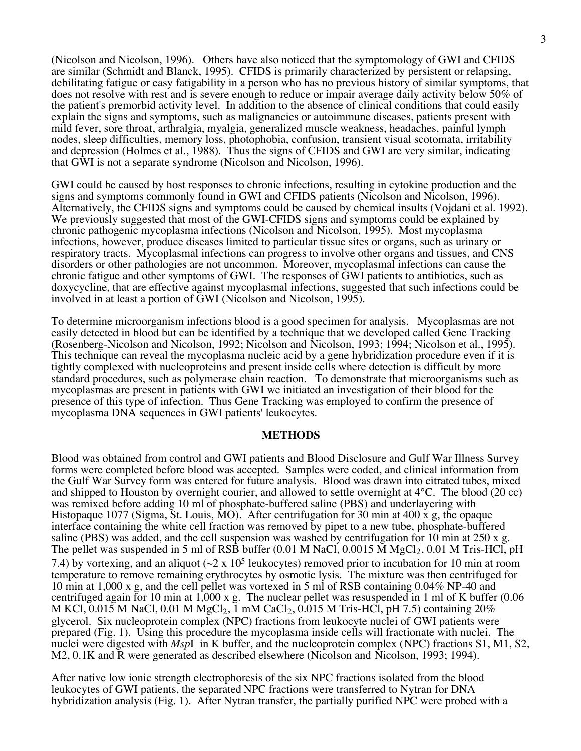(Nicolson and Nicolson, 1996). Others have also noticed that the symptomology of GWI and CFIDS are similar (Schmidt and Blanck, 1995). CFIDS is primarily characterized by persistent or relapsing, debilitating fatigue or easy fatigability in a person who has no previous history of similar symptoms, that does not resolve with rest and is severe enough to reduce or impair average daily activity below 50% of the patient's premorbid activity level. In addition to the absence of clinical conditions that could easily explain the signs and symptoms, such as malignancies or autoimmune diseases, patients present with mild fever, sore throat, arthralgia, myalgia, generalized muscle weakness, headaches, painful lymph nodes, sleep difficulties, memory loss, photophobia, confusion, transient visual scotomata, irritability and depression (Holmes et al., 1988). Thus the signs of CFIDS and GWI are very similar, indicating that GWI is not a separate syndrome (Nicolson and Nicolson, 1996).

GWI could be caused by host responses to chronic infections, resulting in cytokine production and the signs and symptoms commonly found in GWI and CFIDS patients (Nicolson and Nicolson, 1996). Alternatively, the CFIDS signs and symptoms could be caused by chemical insults (Vojdani et al. 1992). We previously suggested that most of the GWI-CFIDS signs and symptoms could be explained by chronic pathogenic mycoplasma infections (Nicolson and Nicolson, 1995). Most mycoplasma infections, however, produce diseases limited to particular tissue sites or organs, such as urinary or respiratory tracts. Mycoplasmal infections can progress to involve other organs and tissues, and CNS disorders or other pathologies are not uncommon. Moreover, mycoplasmal infections can cause the chronic fatigue and other symptoms of GWI. The responses of GWI patients to antibiotics, such as doxycycline, that are effective against mycoplasmal infections, suggested that such infections could be involved in at least a portion of GWI (Nicolson and Nicolson, 1995).

To determine microorganism infections blood is a good specimen for analysis. Mycoplasmas are not easily detected in blood but can be identified by a technique that we developed called Gene Tracking (Rosenberg-Nicolson and Nicolson, 1992; Nicolson and Nicolson, 1993; 1994; Nicolson et al., 1995). This technique can reveal the mycoplasma nucleic acid by a gene hybridization procedure even if it is tightly complexed with nucleoproteins and present inside cells where detection is difficult by more standard procedures, such as polymerase chain reaction. To demonstrate that microorganisms such as mycoplasmas are present in patients with GWI we initiated an investigation of their blood for the presence of this type of infection. Thus Gene Tracking was employed to confirm the presence of mycoplasma DNA sequences in GWI patients' leukocytes.

## METHODS

Blood was obtained from control and GWI patients and Blood Disclosure and Gulf War Illness Survey forms were completed before blood was accepted. Samples were coded, and clinical information from the Gulf War Survey form was entered for future analysis. Blood was drawn into citrated tubes, mixed and shipped to Houston by overnight courier, and allowed to settle overnight at 4°C. The blood (20 cc) was remixed before adding 10 ml of phosphate-buffered saline (PBS) and underlayering with Histopaque 1077 (Sigma, St. Louis, MO). After centrifugation for 30 min at 400 x g, the opaque interface containing the white cell fraction was removed by pipet to a new tube, phosphate-buffered saline (PBS) was added, and the cell suspension was washed by centrifugation for 10 min at 250 x g. The pellet was suspended in 5 ml of RSB buffer (0.01 M NaCl, 0.0015 M $MgCl_2$, 0.01 M Tris-HCl, pH 7.4) by vortexing, and an aliquot (~2 x $10^5$ leukocytes) removed prior to incubation for 10 min at room temperature to remove remaining erythrocytes by osmotic lysis. The mixture was then centrifuged for 10 min at 1,000 x g, and the cell pellet was vortexed in 5 ml of RSB containing 0.04% NP-40 and centrifuged again for 10 min at 1,000 x g. The nuclear pellet was resuspended in 1 ml of K buffer (0.06 M KCl, 0.015 M NaCl, 0.01 M $MgCl_2$, 1 mM $CaCl_2$, 0.015 M Tris-HCl, pH 7.5) containing 20% glycerol. Six nucleoprotein complex (NPC) fractions from leukocyte nuclei of GWI patients were prepared (Fig. 1). Using this procedure the mycoplasma inside cells will fractionate with nuclei. The nuclei were digested with *Msp*I in K buffer, and the nucleoprotein complex (NPC) fractions S1, M1, S2, M2, 0.1K and R were generated as described elsewhere (Nicolson and Nicolson, 1993; 1994).

After native low ionic strength electrophoresis of the six NPC fractions isolated from the blood leukocytes of GWI patients, the separated NPC fractions were transferred to Nytran for DNA hybridization analysis (Fig. 1). After Nytran transfer, the partially purified NPC were probed with a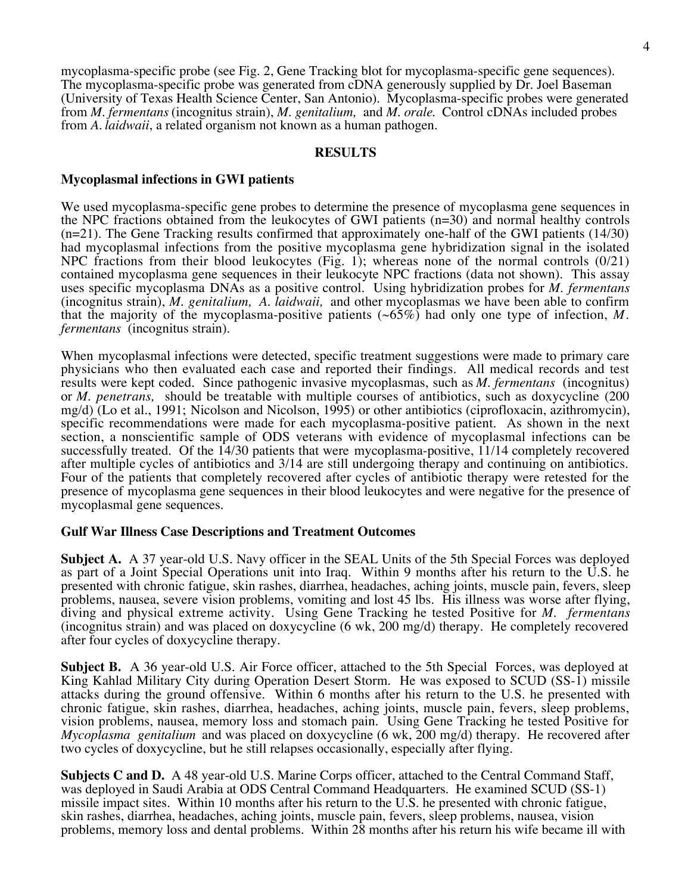mycoplasma-specific probe (see Fig. 2, Gene Tracking blot for mycoplasma-specific gene sequences). The mycoplasma-specific probe was generated from cDNA generously supplied by Dr. Joel Baseman (University of Texas Health Science Center, San Antonio). Mycoplasma-specific probes were generated from *M. fermentans* (incognitus strain), *M. genitalium,* and *M. orale.* Control cDNAs included probes from *A. laidwaii*, a related organism not known as a human pathogen.

## RESULTS

### Mycoplasmal infections in GWI patients

We used mycoplasma-specific gene probes to determine the presence of mycoplasma gene sequences in the NPC fractions obtained from the leukocytes of GWI patients (n=30) and normal healthy controls (n=21). The Gene Tracking results confirmed that approximately one-half of the GWI patients (14/30) had mycoplasmal infections from the positive mycoplasma gene hybridization signal in the isolated NPC fractions from their blood leukocytes (Fig. 1); whereas none of the normal controls (0/21) contained mycoplasma gene sequences in their leukocyte NPC fractions (data not shown). This assay uses specific mycoplasma DNAs as a positive control. Using hybridization probes for *M. fermentans* (incognitus strain), *M. genitalium, A. laidwaii,* and other mycoplasmas we have been able to confirm that the majority of the mycoplasma-positive patients (~65%) had only one type of infection, *M. fermentans* (incognitus strain).

When mycoplasmal infections were detected, specific treatment suggestions were made to primary care physicians who then evaluated each case and reported their findings. All medical records and test results were kept coded. Since pathogenic invasive mycoplasmas, such as *M. fermentans* (incognitus) or *M. penetrans,* should be treatable with multiple courses of antibiotics, such as doxycycline (200 mg/d) (Lo et al., 1991; Nicolson and Nicolson, 1995) or other antibiotics (ciprofloxacin, azithromycin), specific recommendations were made for each mycoplasma-positive patient. As shown in the next section, a nonscientific sample of ODS veterans with evidence of mycoplasmal infections can be successfully treated. Of the 14/30 patients that were mycoplasma-positive, 11/14 completely recovered after multiple cycles of antibiotics and 3/14 are still undergoing therapy and continuing on antibiotics. Four of the patients that completely recovered after cycles of antibiotic therapy were retested for the presence of mycoplasma gene sequences in their blood leukocytes and were negative for the presence of mycoplasmal gene sequences.

### Gulf War Illness Case Descriptions and Treatment Outcomes

**Subject A.** A 37 year-old U.S. Navy officer in the SEAL Units of the 5th Special Forces was deployed as part of a Joint Special Operations unit into Iraq. Within 9 months after his return to the U.S. he presented with chronic fatigue, skin rashes, diarrhea, headaches, aching joints, muscle pain, fevers, sleep problems, nausea, severe vision problems, vomiting and lost 45 lbs. His illness was worse after flying, diving and physical extreme activity. Using Gene Tracking he tested Positive for *M. fermentans* (incognitus strain) and was placed on doxycycline (6 wk, 200 mg/d) therapy. He completely recovered after four cycles of doxycycline therapy.

**Subject B.** A 36 year-old U.S. Air Force officer, attached to the 5th Special Forces, was deployed at King Kahlad Military City during Operation Desert Storm. He was exposed to SCUD (SS-1) missile attacks during the ground offensive. Within 6 months after his return to the U.S. he presented with chronic fatigue, skin rashes, diarrhea, headaches, aching joints, muscle pain, fevers, sleep problems, vision problems, nausea, memory loss and stomach pain. Using Gene Tracking he tested Positive for *Mycoplasma genitalium* and was placed on doxycycline (6 wk, 200 mg/d) therapy. He recovered after two cycles of doxycycline, but he still relapses occasionally, especially after flying.

**Subjects C and D.** A 48 year-old U.S. Marine Corps officer, attached to the Central Command Staff, was deployed in Saudi Arabia at ODS Central Command Headquarters. He examined SCUD (SS-1) missile impact sites. Within 10 months after his return to the U.S. he presented with chronic fatigue, skin rashes, diarrhea, headaches, aching joints, muscle pain, fevers, sleep problems, nausea, vision problems, memory loss and dental problems. Within 28 months after his return his wife became ill with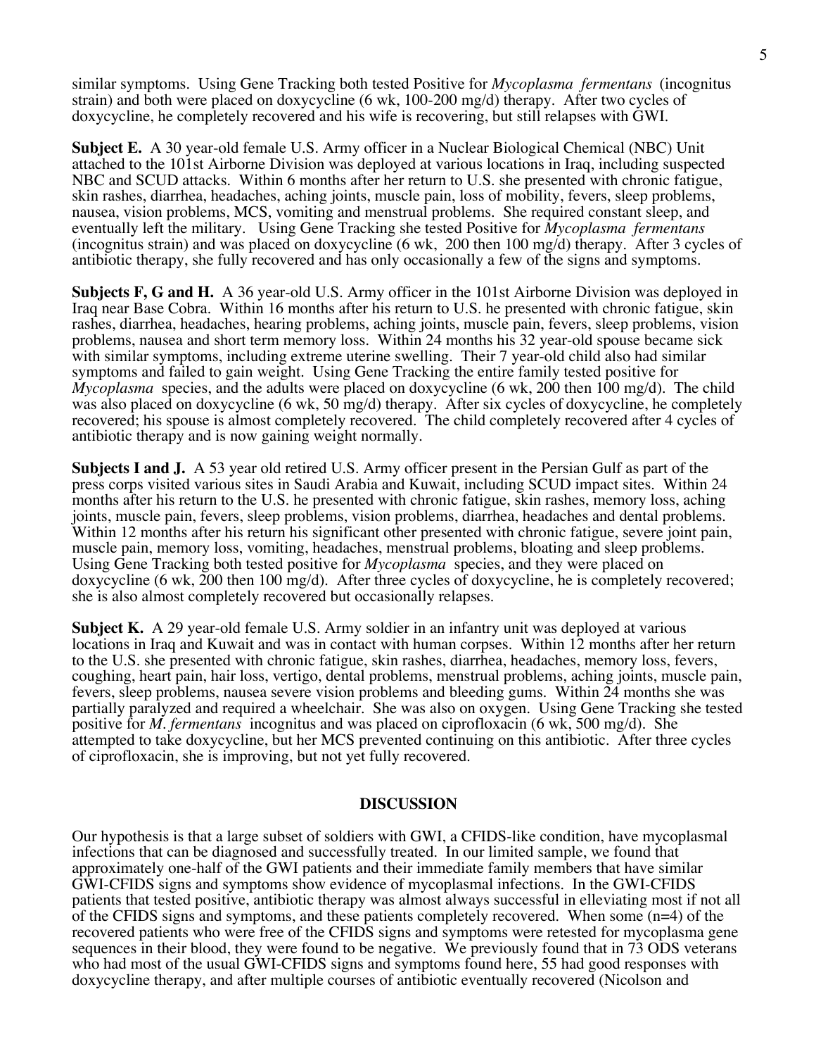similar symptoms. Using Gene Tracking both tested Positive for *Mycoplasma fermentans* (incognitus strain) and both were placed on doxycycline (6 wk, 100-200 mg/d) therapy. After two cycles of doxycycline, he completely recovered and his wife is recovering, but still relapses with GWI.

**Subject E.** A 30 year-old female U.S. Army officer in a Nuclear Biological Chemical (NBC) Unit attached to the 101st Airborne Division was deployed at various locations in Iraq, including suspected NBC and SCUD attacks. Within 6 months after her return to U.S. she presented with chronic fatigue, skin rashes, diarrhea, headaches, aching joints, muscle pain, loss of mobility, fevers, sleep problems, nausea, vision problems, MCS, vomiting and menstrual problems. She required constant sleep, and eventually left the military. Using Gene Tracking she tested Positive for *Mycoplasma fermentans* (incognitus strain) and was placed on doxycycline (6 wk, 200 then 100 mg/d) therapy. After 3 cycles of antibiotic therapy, she fully recovered and has only occasionally a few of the signs and symptoms.

**Subjects F, G and H.** A 36 year-old U.S. Army officer in the 101st Airborne Division was deployed in Iraq near Base Cobra. Within 16 months after his return to U.S. he presented with chronic fatigue, skin rashes, diarrhea, headaches, hearing problems, aching joints, muscle pain, fevers, sleep problems, vision problems, nausea and short term memory loss. Within 24 months his 32 year-old spouse became sick with similar symptoms, including extreme uterine swelling. Their 7 year-old child also had similar symptoms and failed to gain weight. Using Gene Tracking the entire family tested positive for *Mycoplasma* species, and the adults were placed on doxycycline (6 wk, 200 then 100 mg/d). The child was also placed on doxycycline (6 wk, 50 mg/d) therapy. After six cycles of doxycycline, he completely recovered; his spouse is almost completely recovered. The child completely recovered after 4 cycles of antibiotic therapy and is now gaining weight normally.

**Subjects I and J.** A 53 year old retired U.S. Army officer present in the Persian Gulf as part of the press corps visited various sites in Saudi Arabia and Kuwait, including SCUD impact sites. Within 24 months after his return to the U.S. he presented with chronic fatigue, skin rashes, memory loss, aching joints, muscle pain, fevers, sleep problems, vision problems, diarrhea, headaches and dental problems. Within 12 months after his return his significant other presented with chronic fatigue, severe joint pain, muscle pain, memory loss, vomiting, headaches, menstrual problems, bloating and sleep problems. Using Gene Tracking both tested positive for *Mycoplasma* species, and they were placed on doxycycline (6 wk, 200 then 100 mg/d). After three cycles of doxycycline, he is completely recovered; she is also almost completely recovered but occasionally relapses.

**Subject K.** A 29 year-old female U.S. Army soldier in an infantry unit was deployed at various locations in Iraq and Kuwait and was in contact with human corpses. Within 12 months after her return to the U.S. she presented with chronic fatigue, skin rashes, diarrhea, headaches, memory loss, fevers, coughing, heart pain, hair loss, vertigo, dental problems, menstrual problems, aching joints, muscle pain, fevers, sleep problems, nausea severe vision problems and bleeding gums. Within 24 months she was partially paralyzed and required a wheelchair. She was also on oxygen. Using Gene Tracking she tested positive for *M. fermentans* incognitus and was placed on ciprofloxacin (6 wk, 500 mg/d). She attempted to take doxycycline, but her MCS prevented continuing on this antibiotic. After three cycles of ciprofloxacin, she is improving, but not yet fully recovered.

## DISCUSSION

Our hypothesis is that a large subset of soldiers with GWI, a CFIDS-like condition, have mycoplasmal infections that can be diagnosed and successfully treated. In our limited sample, we found that approximately one-half of the GWI patients and their immediate family members that have similar GWI-CFIDS signs and symptoms show evidence of mycoplasmal infections. In the GWI-CFIDS patients that tested positive, antibiotic therapy was almost always successful in elleviating most if not all of the CFIDS signs and symptoms, and these patients completely recovered. When some (n=4) of the recovered patients who were free of the CFIDS signs and symptoms were retested for mycoplasma gene sequences in their blood, they were found to be negative. We previously found that in 73 ODS veterans who had most of the usual GWI-CFIDS signs and symptoms found here, 55 had good responses with doxycycline therapy, and after multiple courses of antibiotic eventually recovered (Nicolson and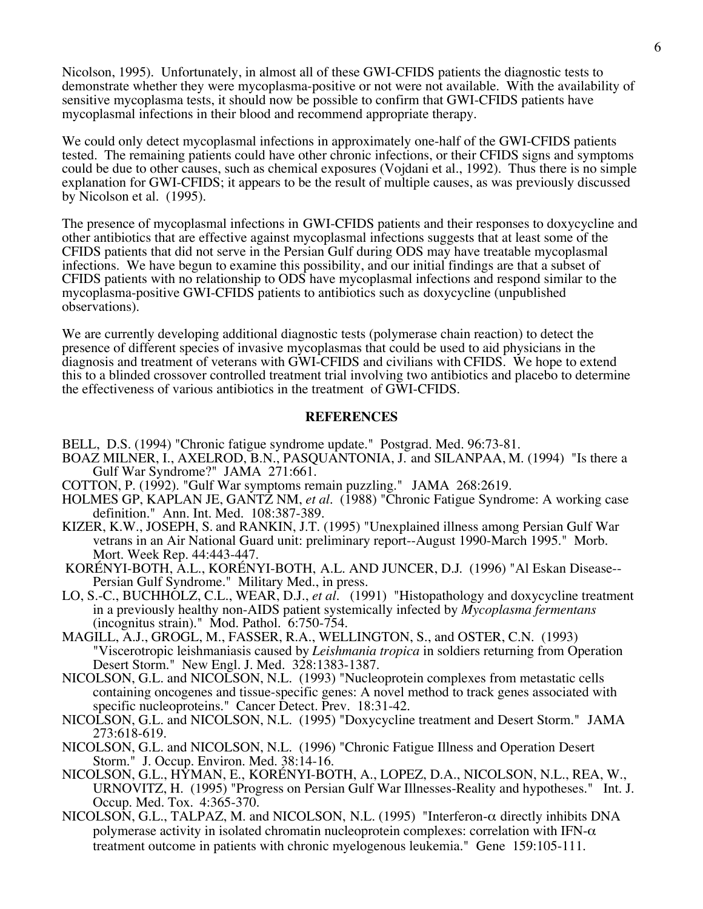Nicolson, 1995). Unfortunately, in almost all of these GWI-CFIDS patients the diagnostic tests to demonstrate whether they were mycoplasma-positive or not were not available. With the availability of sensitive mycoplasma tests, it should now be possible to confirm that GWI-CFIDS patients have mycoplasmal infections in their blood and recommend appropriate therapy.

We could only detect mycoplasmal infections in approximately one-half of the GWI-CFIDS patients tested. The remaining patients could have other chronic infections, or their CFIDS signs and symptoms could be due to other causes, such as chemical exposures (Vojdani et al., 1992). Thus there is no simple explanation for GWI-CFIDS; it appears to be the result of multiple causes, as was previously discussed by Nicolson et al. (1995).

The presence of mycoplasmal infections in GWI-CFIDS patients and their responses to doxycycline and other antibiotics that are effective against mycoplasmal infections suggests that at least some of the CFIDS patients that did not serve in the Persian Gulf during ODS may have treatable mycoplasmal infections. We have begun to examine this possibility, and our initial findings are that a subset of CFIDS patients with no relationship to ODS have mycoplasmal infections and respond similar to the mycoplasma-positive GWI-CFIDS patients to antibiotics such as doxycycline (unpublished observations).

We are currently developing additional diagnostic tests (polymerase chain reaction) to detect the presence of different species of invasive mycoplasmas that could be used to aid physicians in the diagnosis and treatment of veterans with GWI-CFIDS and civilians with CFIDS. We hope to extend this to a blinded crossover controlled treatment trial involving two antibiotics and placebo to determine the effectiveness of various antibiotics in the treatment of GWI-CFIDS.

## REFERENCES

BELL, D.S. (1994) "Chronic fatigue syndrome update." Postgrad. Med. 96:73-81.

BOAZ MILNER, I., AXELROD, B.N., PASQUANTONIA, J. and SILANPAA, M. (1994) "Is there a Gulf War Syndrome?" JAMA 271:661.

COTTON, P. (1992). "Gulf War symptoms remain puzzling." JAMA 268:2619.

HOLMES GP, KAPLAN JE, GANTZ NM, *et al*. (1988) "Chronic Fatigue Syndrome: A working case definition." Ann. Int. Med. 108:387-389.

KIZER, K.W., JOSEPH, S. and RANKIN, J.T. (1995) "Unexplained illness among Persian Gulf War vetrans in an Air National Guard unit: preliminary report--August 1990-March 1995." Morb. Mort. Week Rep. 44:443-447.

KORÉNYI-BOTH, A.L., KORÉNYI-BOTH, A.L. AND JUNCER, D.J. (1996) "Al Eskan Disease--Persian Gulf Syndrome." Military Med., in press.

LO, S.-C., BUCHHOLZ, C.L., WEAR, D.J., *et al*. (1991) "Histopathology and doxycycline treatment in a previously healthy non-AIDS patient systemically infected by *Mycoplasma fermentans* (incognitus strain)." Mod. Pathol. 6:750-754.

MAGILL, A.J., GROGL, M., FASSER, R.A., WELLINGTON, S., and OSTER, C.N. (1993) "Viscerotropic leishmaniasis caused by *Leishmania tropica* in soldiers returning from Operation Desert Storm." New Engl. J. Med. 328:1383-1387.

NICOLSON, G.L. and NICOLSON, N.L. (1993) "Nucleoprotein complexes from metastatic cells containing oncogenes and tissue-specific genes: A novel method to track genes associated with specific nucleoproteins." Cancer Detect. Prev. 18:31-42.

NICOLSON, G.L. and NICOLSON, N.L. (1995) "Doxycycline treatment and Desert Storm." JAMA 273:618-619.

NICOLSON, G.L. and NICOLSON, N.L. (1996) "Chronic Fatigue Illness and Operation Desert Storm." J. Occup. Environ. Med. 38:14-16.

NICOLSON, G.L., HYMAN, E., KORÉNYI-BOTH, A., LOPEZ, D.A., NICOLSON, N.L., REA, W., URNOVITZ, H. (1995) "Progress on Persian Gulf War Illnesses-Reality and hypotheses." Int. J. Occup. Med. Tox. 4:365-370.

NICOLSON, G.L., TALPAZ, M. and NICOLSON, N.L. (1995) "Interferon-$\alpha$ directly inhibits DNA polymerase activity in isolated chromatin nucleoprotein complexes: correlation with IFN-$\alpha$ treatment outcome in patients with chronic myelogenous leukemia." Gene 159:105-111.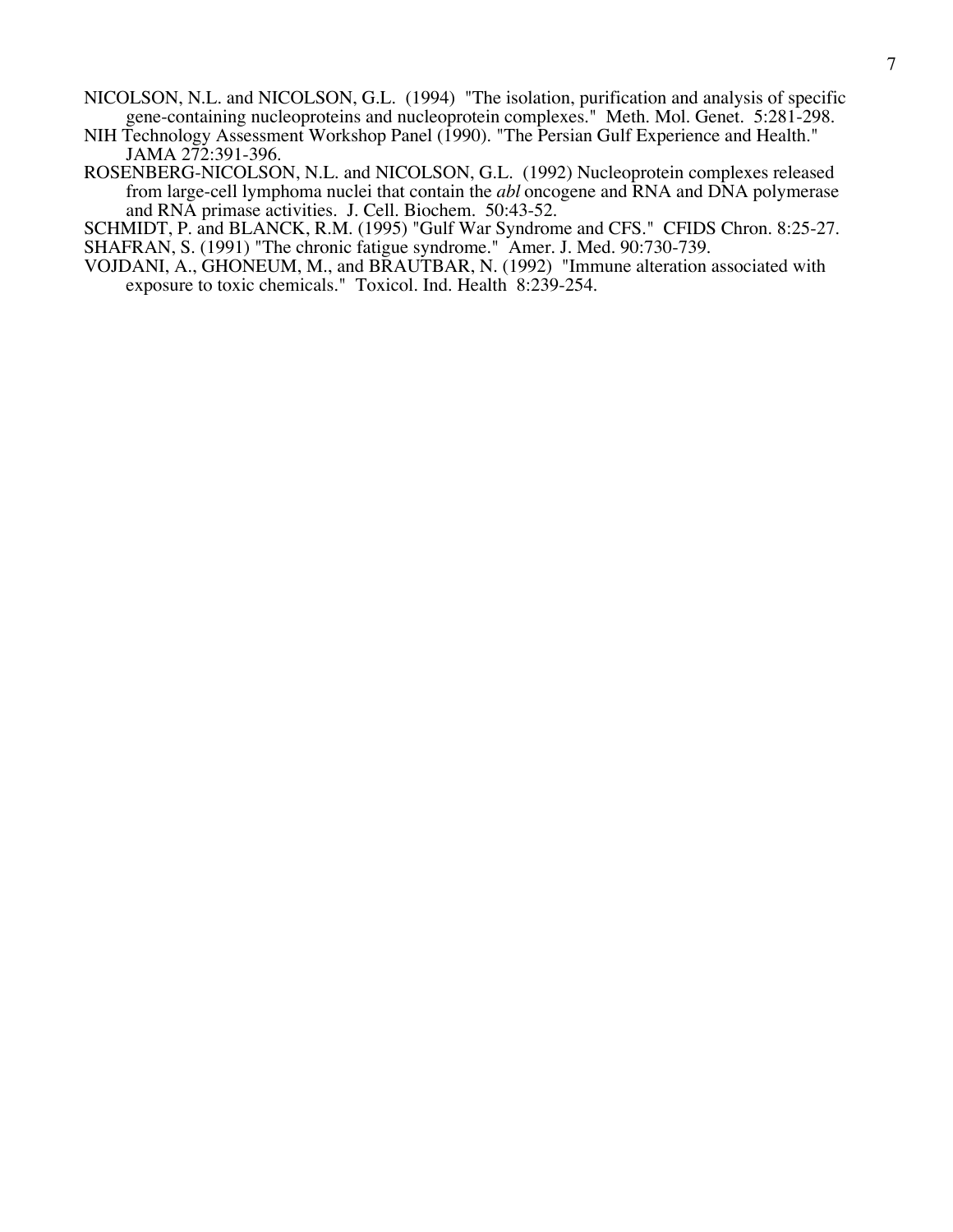NICOLSON, N.L. and NICOLSON, G.L. (1994) "The isolation, purification and analysis of specific gene-containing nucleoproteins and nucleoprotein complexes." Meth. Mol. Genet. 5:281-298.

NIH Technology Assessment Workshop Panel (1990). "The Persian Gulf Experience and Health." JAMA 272:391-396.

ROSENBERG-NICOLSON, N.L. and NICOLSON, G.L. (1992) Nucleoprotein complexes released from large-cell lymphoma nuclei that contain the *abl* oncogene and RNA and DNA polymerase and RNA primase activities. J. Cell. Biochem. 50:43-52.

SCHMIDT, P. and BLANCK, R.M. (1995) "Gulf War Syndrome and CFS." CFIDS Chron. 8:25-27.

SHAFRAN, S. (1991) "The chronic fatigue syndrome." Amer. J. Med. 90:730-739.

VOJDANI, A., GHONEUM, M., and BRAUTBAR, N. (1992) "Immune alteration associated with exposure to toxic chemicals." Toxicol. Ind. Health 8:239-254.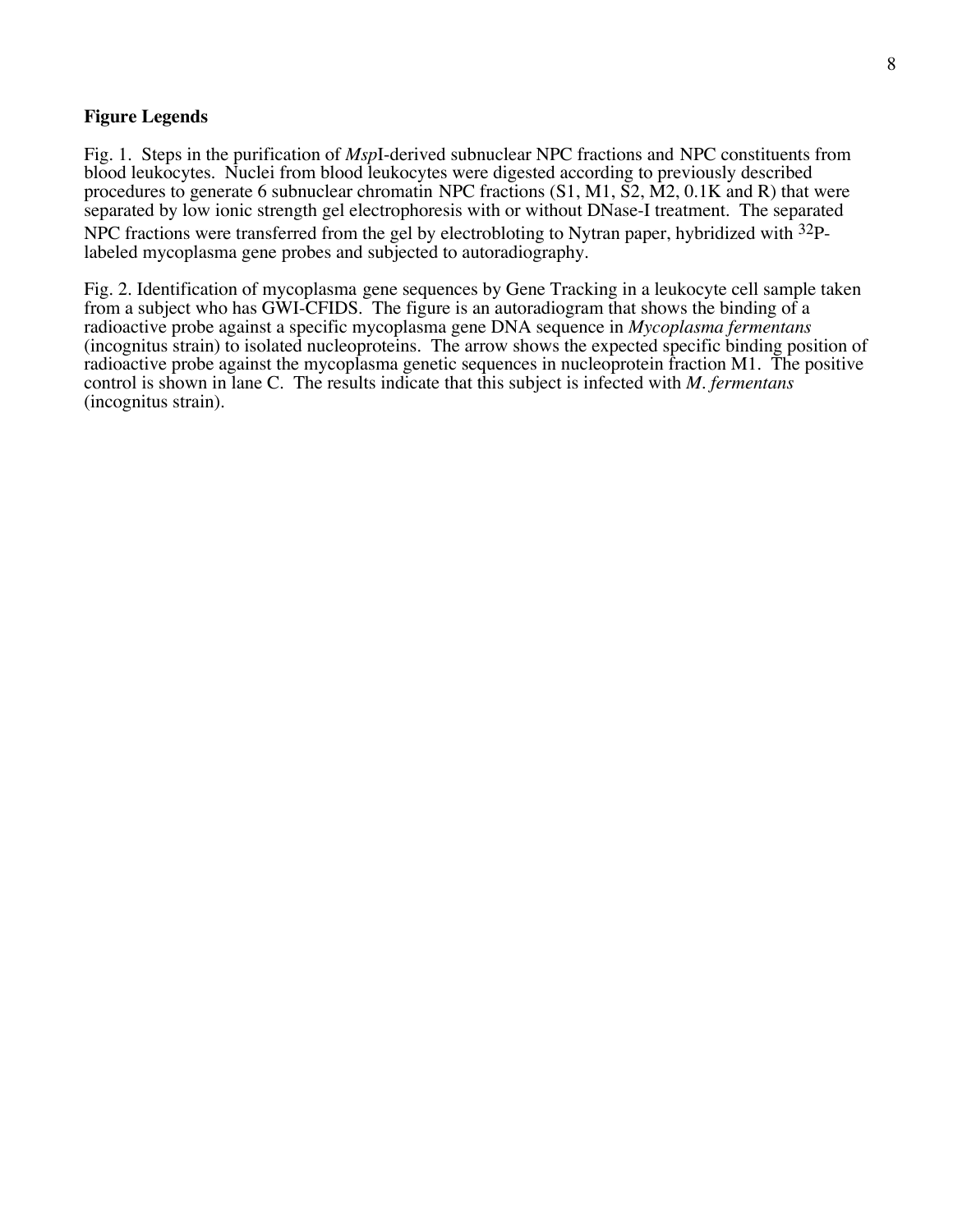**Figure Legends**

Fig. 1. Steps in the purification of *Msp*I-derived subnuclear NPC fractions and NPC constituents from blood leukocytes. Nuclei from blood leukocytes were digested according to previously described procedures to generate 6 subnuclear chromatin NPC fractions (S1, M1, S2, M2, 0.1K and R) that were separated by low ionic strength gel electrophoresis with or without DNase-I treatment. The separated NPC fractions were transferred from the gel by electrobloting to Nytran paper, hybridized with $^{32}P$-labeled mycoplasma gene probes and subjected to autoradiography.

Fig. 2. Identification of mycoplasma gene sequences by Gene Tracking in a leukocyte cell sample taken from a subject who has GWI-CFIDS. The figure is an autoradiogram that shows the binding of a radioactive probe against a specific mycoplasma gene DNA sequence in *Mycoplasma fermentans* (incognitus strain) to isolated nucleoproteins. The arrow shows the expected specific binding position of radioactive probe against the mycoplasma genetic sequences in nucleoprotein fraction M1. The positive control is shown in lane C. The results indicate that this subject is infected with *M. fermentans* (incognitus strain).